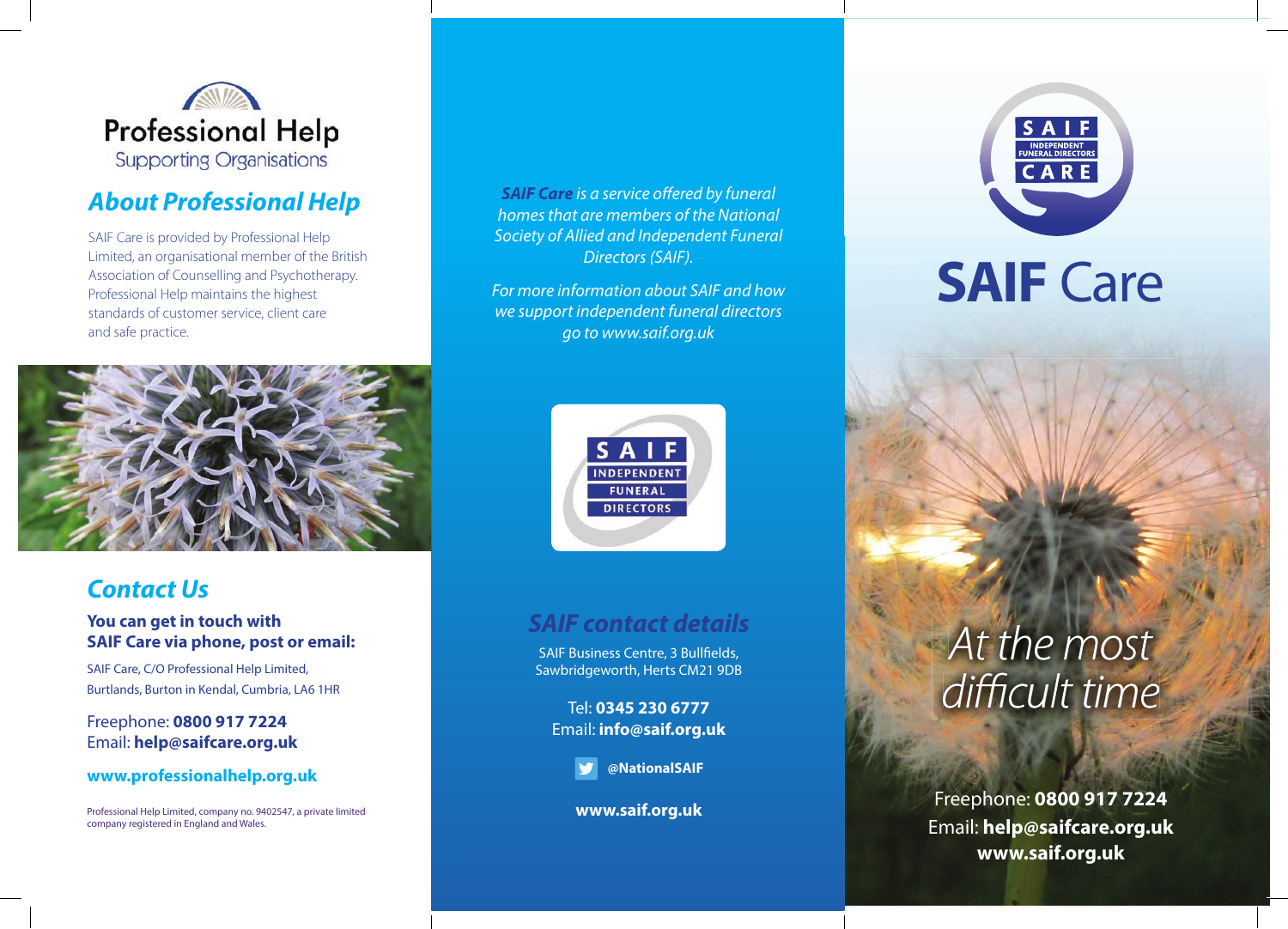Professional Help
Supporting Organisations

## About Professional Help

SAIF Care is provided by Professional Help Limited, an organisational member of the British Association of Counselling and Psychotherapy. Professional Help maintains the highest standards of customer service, client care and safe practice.

## Contact Us

**You can get in touch with SAIF Care via phone, post or email:**

SAIF Care, C/O Professional Help Limited,
Burtlands, Burton in Kendal, Cumbria, LA6 1HR

Freephone: **0800 917 7224**
Email: **help@saifcare.org.uk**

**www.professionalhelp.org.uk**

Professional Help Limited, company no. 9402547, a private limited company registered in England and Wales.

*__SAIF Care__ is a service offered by funeral homes that are members of the National Society of Allied and Independent Funeral Directors (SAIF).*

*For more information about SAIF and how we support independent funeral directors go to www.saif.org.uk*

SAIF INDEPENDENT FUNERAL DIRECTORS

## SAIF contact details

SAIF Business Centre, 3 Bullfields,
Sawbridgeworth, Herts CM21 9DB

Tel: **0345 230 6777**
Email: **info@saif.org.uk**

**@NationalSAIF**

**www.saif.org.uk**

SAIF INDEPENDENT FUNERAL DIRECTORS CARE

# SAIF Care

*At the most difficult time*

Freephone: **0800 917 7224**
Email: **help@saifcare.org.uk**
**www.saif.org.uk**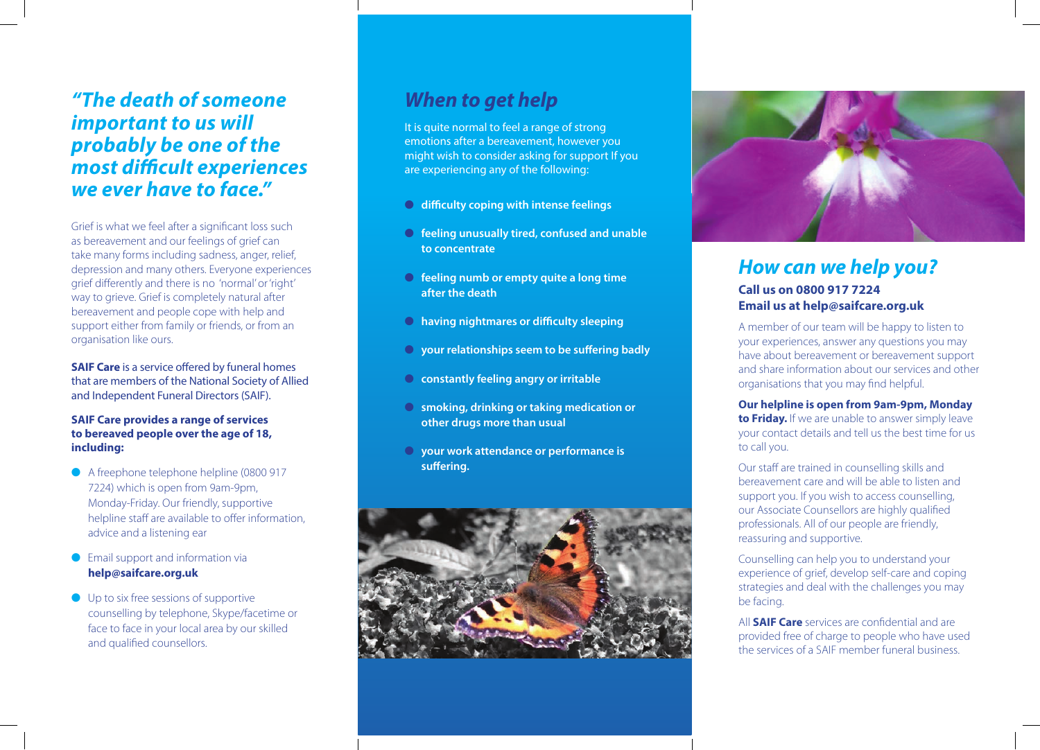## *"The death of someone important to us will probably be one of the most difficult experiences we ever have to face."*

Grief is what we feel after a significant loss such as bereavement and our feelings of grief can take many forms including sadness, anger, relief, depression and many others. Everyone experiences grief differently and there is no 'normal' or 'right' way to grieve. Grief is completely natural after bereavement and people cope with help and support either from family or friends, or from an organisation like ours.

**SAIF Care** is a service offered by funeral homes that are members of the National Society of Allied and Independent Funeral Directors (SAIF).

**SAIF Care provides a range of services to bereaved people over the age of 18, including:**

- A freephone telephone helpline (0800 917 7224) which is open from 9am-9pm, Monday-Friday. Our friendly, supportive helpline staff are available to offer information, advice and a listening ear
- Email support and information via **help@saifcare.org.uk**
- Up to six free sessions of supportive counselling by telephone, Skype/facetime or face to face in your local area by our skilled and qualified counsellors.

## *When to get help*

It is quite normal to feel a range of strong emotions after a bereavement, however you might wish to consider asking for support If you are experiencing any of the following:

- **difficulty coping with intense feelings**
- **feeling unusually tired, confused and unable to concentrate**
- **feeling numb or empty quite a long time after the death**
- **having nightmares or difficulty sleeping**
- **your relationships seem to be suffering badly**
- **constantly feeling angry or irritable**
- **smoking, drinking or taking medication or other drugs more than usual**
- **your work attendance or performance is suffering.**

## *How can we help you?*

**Call us on 0800 917 7224**
**Email us at help@saifcare.org.uk**

A member of our team will be happy to listen to your experiences, answer any questions you may have about bereavement or bereavement support and share information about our services and other organisations that you may find helpful.

**Our helpline is open from 9am-9pm, Monday to Friday.** If we are unable to answer simply leave your contact details and tell us the best time for us to call you.

Our staff are trained in counselling skills and bereavement care and will be able to listen and support you. If you wish to access counselling, our Associate Counsellors are highly qualified professionals. All of our people are friendly, reassuring and supportive.

Counselling can help you to understand your experience of grief, develop self-care and coping strategies and deal with the challenges you may be facing.

All **SAIF Care** services are confidential and are provided free of charge to people who have used the services of a SAIF member funeral business.